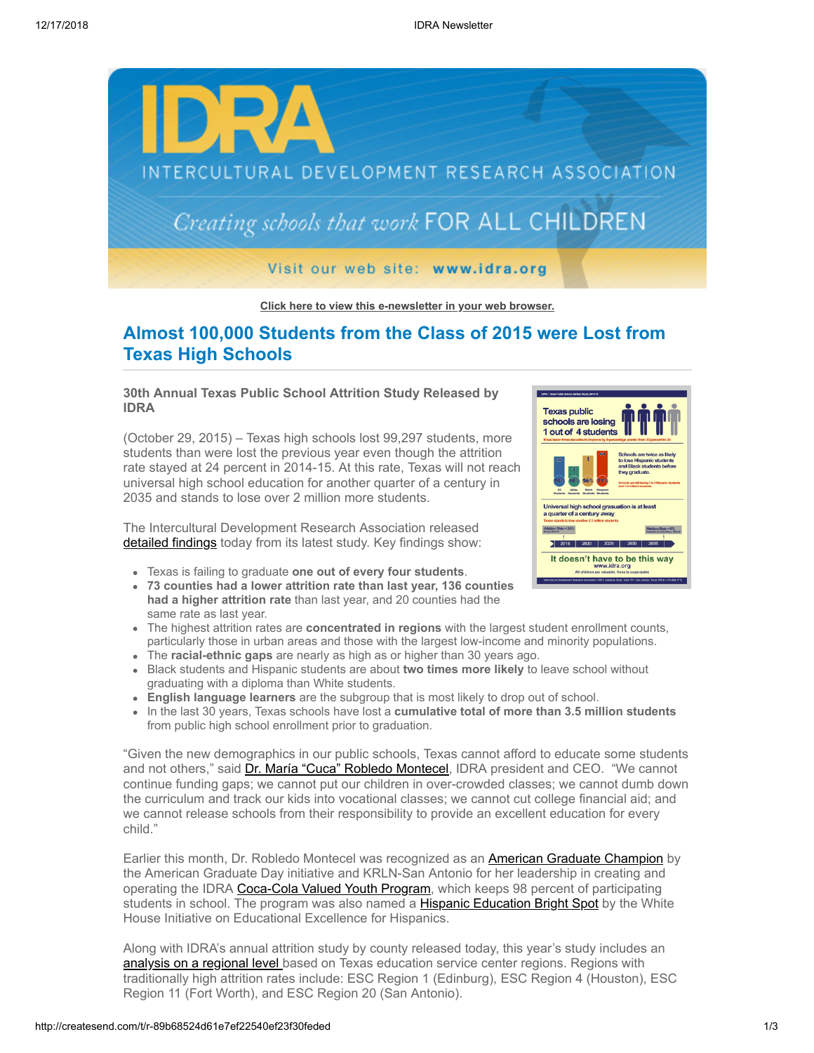Click here to view this e-newsletter in your web browser.

# Almost 100,000 Students from the Class of 2015 were Lost from Texas High Schools

**30th Annual Texas Public School Attrition Study Released by IDRA**

(October 29, 2015) – Texas high schools lost 99,297 students, more students than were lost the previous year even though the attrition rate stayed at 24 percent in 2014-15. At this rate, Texas will not reach universal high school education for another quarter of a century in 2035 and stands to lose over 2 million more students.

The Intercultural Development Research Association released detailed findings today from its latest study. Key findings show:

- Texas is failing to graduate **one out of every four students**.
- **73 counties had a lower attrition rate than last year, 136 counties had a higher attrition rate** than last year, and 20 counties had the same rate as last year.
- The highest attrition rates are **concentrated in regions** with the largest student enrollment counts, particularly those in urban areas and those with the largest low-income and minority populations.
- The **racial-ethnic gaps** are nearly as high as or higher than 30 years ago.
- Black students and Hispanic students are about **two times more likely** to leave school without graduating with a diploma than White students.
- **English language learners** are the subgroup that is most likely to drop out of school.
- In the last 30 years, Texas schools have lost a **cumulative total of more than 3.5 million students** from public high school enrollment prior to graduation.

"Given the new demographics in our public schools, Texas cannot afford to educate some students and not others," said Dr. María "Cuca" Robledo Montecel, IDRA president and CEO. "We cannot continue funding gaps; we cannot put our children in over-crowded classes; we cannot dumb down the curriculum and track our kids into vocational classes; we cannot cut college financial aid; and we cannot release schools from their responsibility to provide an excellent education for every child."

Earlier this month, Dr. Robledo Montecel was recognized as an American Graduate Champion by the American Graduate Day initiative and KRLN-San Antonio for her leadership in creating and operating the IDRA Coca-Cola Valued Youth Program, which keeps 98 percent of participating students in school. The program was also named a Hispanic Education Bright Spot by the White House Initiative on Educational Excellence for Hispanics.

Along with IDRA's annual attrition study by county released today, this year's study includes an analysis on a regional level based on Texas education service center regions. Regions with traditionally high attrition rates include: ESC Region 1 (Edinburg), ESC Region 4 (Houston), ESC Region 11 (Fort Worth), and ESC Region 20 (San Antonio).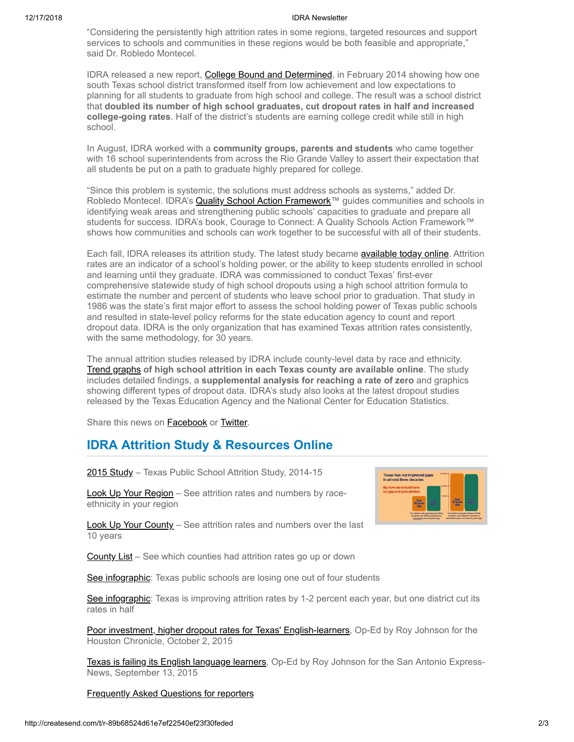"Considering the persistently high attrition rates in some regions, targeted resources and support services to schools and communities in these regions would be both feasible and appropriate," said Dr. Robledo Montecel.

IDRA released a new report, College Bound and Determined, in February 2014 showing how one south Texas school district transformed itself from low achievement and low expectations to planning for all students to graduate from high school and college. The result was a school district that **doubled its number of high school graduates, cut dropout rates in half and increased college-going rates**. Half of the district's students are earning college credit while still in high school.

In August, IDRA worked with a **community groups, parents and students** who came together with 16 school superintendents from across the Rio Grande Valley to assert their expectation that all students be put on a path to graduate highly prepared for college.

"Since this problem is systemic, the solutions must address schools as systems," added Dr. Robledo Montecel. IDRA's Quality School Action Framework™ guides communities and schools in identifying weak areas and strengthening public schools' capacities to graduate and prepare all students for success. IDRA's book, Courage to Connect: A Quality Schools Action Framework™ shows how communities and schools can work together to be successful with all of their students.

Each fall, IDRA releases its attrition study. The latest study became available today online. Attrition rates are an indicator of a school's holding power, or the ability to keep students enrolled in school and learning until they graduate. IDRA was commissioned to conduct Texas' first-ever comprehensive statewide study of high school dropouts using a high school attrition formula to estimate the number and percent of students who leave school prior to graduation. That study in 1986 was the state's first major effort to assess the school holding power of Texas public schools and resulted in state-level policy reforms for the state education agency to count and report dropout data. IDRA is the only organization that has examined Texas attrition rates consistently, with the same methodology, for 30 years.

The annual attrition studies released by IDRA include county-level data by race and ethnicity. **Trend graphs of high school attrition in each Texas county are available online**. The study includes detailed findings, a **supplemental analysis for reaching a rate of zero** and graphics showing different types of dropout data. IDRA's study also looks at the latest dropout studies released by the Texas Education Agency and the National Center for Education Statistics.

Share this news on Facebook or Twitter.

## IDRA Attrition Study & Resources Online

2015 Study – Texas Public School Attrition Study, 2014-15

Look Up Your Region – See attrition rates and numbers by race-ethnicity in your region

Look Up Your County – See attrition rates and numbers over the last 10 years

County List – See which counties had attrition rates go up or down

See infographic: Texas public schools are losing one out of four students

See infographic: Texas is improving attrition rates by 1-2 percent each year, but one district cut its rates in half

Poor investment, higher dropout rates for Texas' English-learners, Op-Ed by Roy Johnson for the Houston Chronicle, October 2, 2015

Texas is failing its English language learners, Op-Ed by Roy Johnson for the San Antonio Express-News, September 13, 2015

Frequently Asked Questions for reporters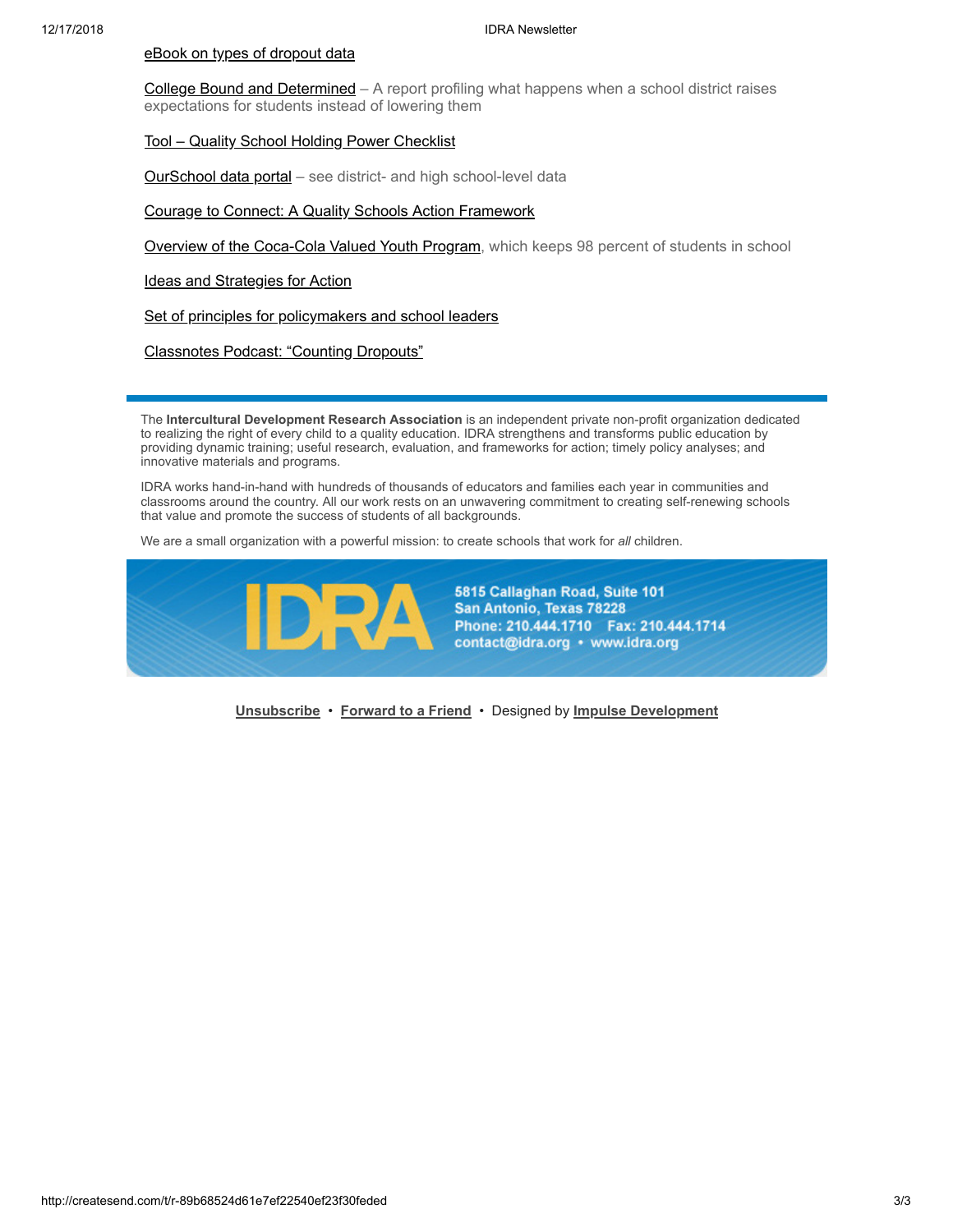eBook on types of dropout data

College Bound and Determined – A report profiling what happens when a school district raises expectations for students instead of lowering them

Tool – Quality School Holding Power Checklist

OurSchool data portal – see district- and high school-level data

Courage to Connect: A Quality Schools Action Framework

Overview of the Coca-Cola Valued Youth Program, which keeps 98 percent of students in school

Ideas and Strategies for Action

Set of principles for policymakers and school leaders

Classnotes Podcast: “Counting Dropouts”

---

The **Intercultural Development Research Association** is an independent private non-profit organization dedicated to realizing the right of every child to a quality education. IDRA strengthens and transforms public education by providing dynamic training; useful research, evaluation, and frameworks for action; timely policy analyses; and innovative materials and programs.

IDRA works hand-in-hand with hundreds of thousands of educators and families each year in communities and classrooms around the country. All our work rests on an unwavering commitment to creating self-renewing schools that value and promote the success of students of all backgrounds.

We are a small organization with a powerful mission: to create schools that work for *all* children.

IDRA

5815 Callaghan Road, Suite 101
San Antonio, Texas 78228
Phone: 210.444.1710 Fax: 210.444.1714
contact@idra.org • www.idra.org

**Unsubscribe** • **Forward to a Friend** • Designed by **Impulse Development**